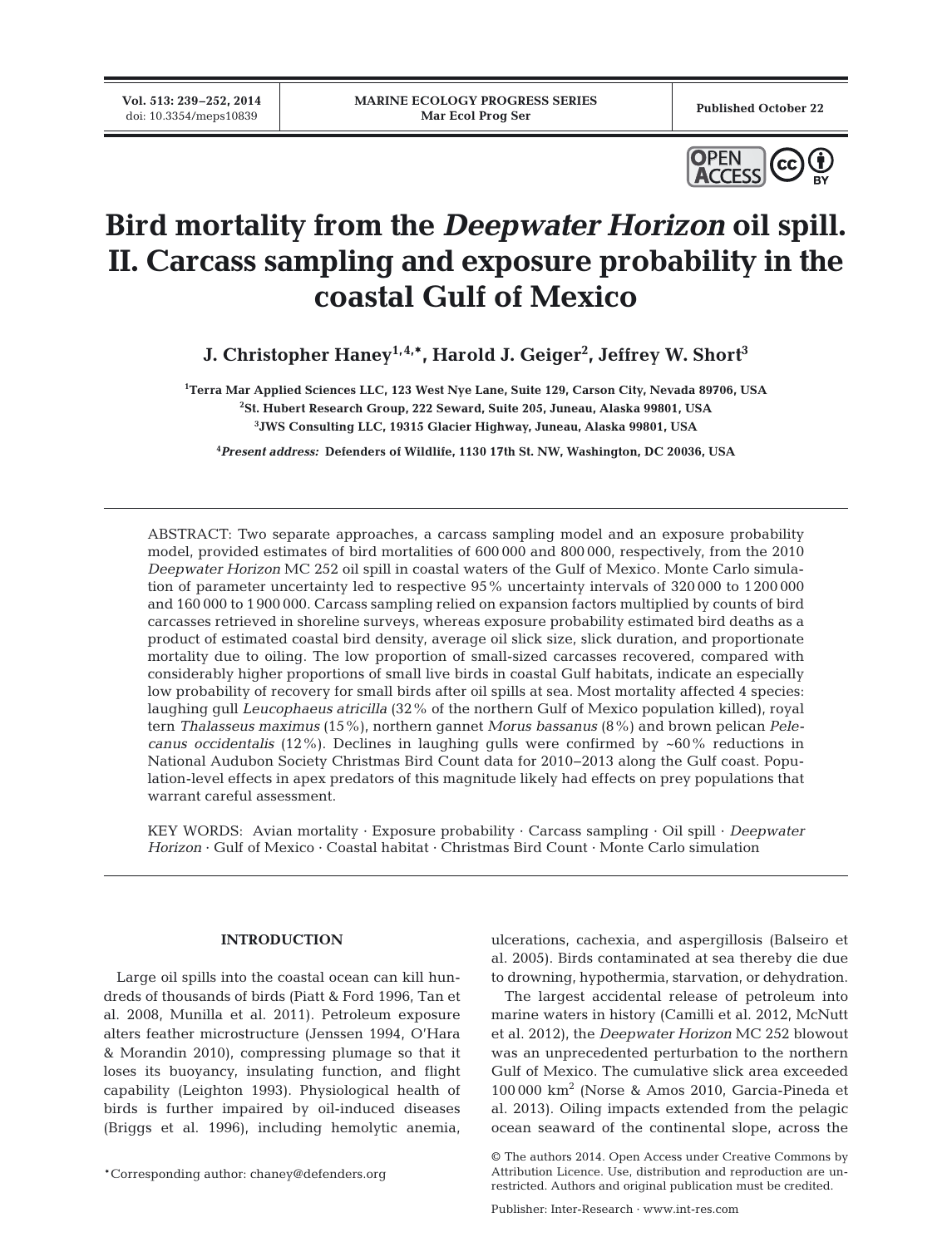# Bird mortality from the *Deepwater Horizon* oil spill. II. Carcass sampling and exposure probability in the coastal Gulf of Mexico

**J. Christopher Haney[1,4,*], Harold J. Geiger[2], Jeffrey W. Short[3]**

[1]Terra Mar Applied Sciences LLC, 123 West Nye Lane, Suite 129, Carson City, Nevada 89706, USA
[2]St. Hubert Research Group, 222 Seward, Suite 205, Juneau, Alaska 99801, USA
[3]JWS Consulting LLC, 19315 Glacier Highway, Juneau, Alaska 99801, USA

[4]*Present address:* Defenders of Wildlife, 1130 17th St. NW, Washington, DC 20036, USA

ABSTRACT: Two separate approaches, a carcass sampling model and an exposure probability model, provided estimates of bird mortalities of 600 000 and 800 000, respectively, from the 2010 *Deepwater Horizon* MC 252 oil spill in coastal waters of the Gulf of Mexico. Monte Carlo simulation of parameter uncertainty led to respective 95% uncertainty intervals of 320 000 to 1 200 000 and 160 000 to 1 900 000. Carcass sampling relied on expansion factors multiplied by counts of bird carcasses retrieved in shoreline surveys, whereas exposure probability estimated bird deaths as a product of estimated coastal bird density, average oil slick size, slick duration, and proportionate mortality due to oiling. The low proportion of small-sized carcasses recovered, compared with considerably higher proportions of small live birds in coastal Gulf habitats, indicate an especially low probability of recovery for small birds after oil spills at sea. Most mortality affected 4 species: laughing gull *Leucophaeus atricilla* (32% of the northern Gulf of Mexico population killed), royal tern *Thalasseus maximus* (15%), northern gannet *Morus bassanus* (8%) and brown pelican *Pelecanus occidentalis* (12%). Declines in laughing gulls were confirmed by ~60% reductions in National Audubon Society Christmas Bird Count data for 2010–2013 along the Gulf coast. Population-level effects in apex predators of this magnitude likely had effects on prey populations that warrant careful assessment.

KEY WORDS: Avian mortality · Exposure probability · Carcass sampling · Oil spill · *Deepwater Horizon* · Gulf of Mexico · Coastal habitat · Christmas Bird Count · Monte Carlo simulation

## INTRODUCTION

Large oil spills into the coastal ocean can kill hundreds of thousands of birds (Piatt & Ford 1996, Tan et al. 2008, Munilla et al. 2011). Petroleum exposure alters feather microstructure (Jenssen 1994, O'Hara & Morandin 2010), compressing plumage so that it loses its buoyancy, insulating function, and flight capability (Leighton 1993). Physiological health of birds is further impaired by oil-induced diseases (Briggs et al. 1996), including hemolytic anemia, ulcerations, cachexia, and aspergillosis (Balseiro et al. 2005). Birds contaminated at sea thereby die due to drowning, hypothermia, starvation, or dehydration.

The largest accidental release of petroleum into marine waters in history (Camilli et al. 2012, McNutt et al. 2012), the *Deepwater Horizon* MC 252 blowout was an unprecedented perturbation to the northern Gulf of Mexico. The cumulative slick area exceeded 100 000 km$^2$ (Norse & Amos 2010, Garcia-Pineda et al. 2013). Oiling impacts extended from the pelagic ocean seaward of the continental slope, across the

*Corresponding author: chaney@defenders.org

© The authors 2014. Open Access under Creative Commons by Attribution Licence. Use, distribution and reproduction are unrestricted. Authors and original publication must be credited.

Publisher: Inter-Research · www.int-res.com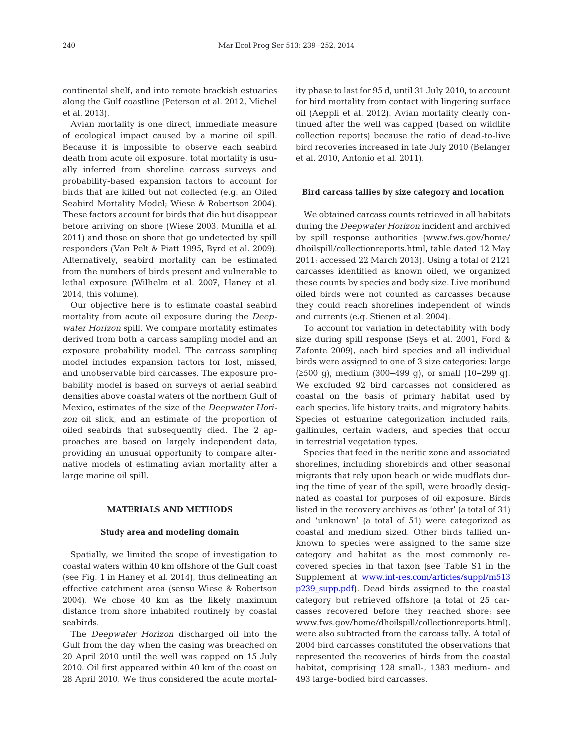continental shelf, and into remote brackish estuaries along the Gulf coastline (Peterson et al. 2012, Michel et al. 2013).

Avian mortality is one direct, immediate measure of ecological impact caused by a marine oil spill. Because it is impossible to observe each seabird death from acute oil exposure, total mortality is usually inferred from shoreline carcass surveys and probability-based expansion factors to account for birds that are killed but not collected (e.g. an Oiled Seabird Mortality Model; Wiese & Robertson 2004). These factors account for birds that die but disappear before arriving on shore (Wiese 2003, Munilla et al. 2011) and those on shore that go undetected by spill responders (Van Pelt & Piatt 1995, Byrd et al. 2009). Alternatively, seabird mortality can be estimated from the numbers of birds present and vulnerable to lethal exposure (Wilhelm et al. 2007, Haney et al. 2014, this volume).

Our objective here is to estimate coastal seabird mortality from acute oil exposure during the *Deepwater Horizon* spill. We compare mortality estimates derived from both a carcass sampling model and an exposure probability model. The carcass sampling model includes expansion factors for lost, missed, and unobservable bird carcasses. The exposure probability model is based on surveys of aerial seabird densities above coastal waters of the northern Gulf of Mexico, estimates of the size of the *Deepwater Horizon* oil slick, and an estimate of the proportion of oiled seabirds that subsequently died. The 2 approaches are based on largely independent data, providing an unusual opportunity to compare alternative models of estimating avian mortality after a large marine oil spill.

## MATERIALS AND METHODS

### Study area and modeling domain

Spatially, we limited the scope of investigation to coastal waters within 40 km offshore of the Gulf coast (see Fig. 1 in Haney et al. 2014), thus delineating an effective catchment area (sensu Wiese & Robertson 2004). We chose 40 km as the likely maximum distance from shore inhabited routinely by coastal seabirds.

The *Deepwater Horizon* discharged oil into the Gulf from the day when the casing was breached on 20 April 2010 until the well was capped on 15 July 2010. Oil first appeared within 40 km of the coast on 28 April 2010. We thus considered the acute mortality phase to last for 95 d, until 31 July 2010, to account for bird mortality from contact with lingering surface oil (Aeppli et al. 2012). Avian mortality clearly continued after the well was capped (based on wildlife collection reports) because the ratio of dead-to-live bird recoveries increased in late July 2010 (Belanger et al. 2010, Antonio et al. 2011).

### Bird carcass tallies by size category and location

We obtained carcass counts retrieved in all habitats during the *Deepwater Horizon* incident and archived by spill response authorities (www.fws.gov/home/dhoilspill/collectionreports.html, table dated 12 May 2011; accessed 22 March 2013). Using a total of 2121 carcasses identified as known oiled, we organized these counts by species and body size. Live moribund oiled birds were not counted as carcasses because they could reach shorelines independent of winds and currents (e.g. Stienen et al. 2004).

To account for variation in detectability with body size during spill response (Seys et al. 2001, Ford & Zafonte 2009), each bird species and all individual birds were assigned to one of 3 size categories: large (≥500 g), medium (300–499 g), or small (10–299 g). We excluded 92 bird carcasses not considered as coastal on the basis of primary habitat used by each species, life history traits, and migratory habits. Species of estuarine categorization included rails, gallinules, certain waders, and species that occur in terrestrial vegetation types.

Species that feed in the neritic zone and associated shorelines, including shorebirds and other seasonal migrants that rely upon beach or wide mudflats during the time of year of the spill, were broadly designated as coastal for purposes of oil exposure. Birds listed in the recovery archives as 'other' (a total of 31) and 'unknown' (a total of 51) were categorized as coastal and medium sized. Other birds tallied unknown to species were assigned to the same size category and habitat as the most commonly recovered species in that taxon (see Table S1 in the Supplement at www.int-res.com/articles/suppl/m513p239_supp.pdf). Dead birds assigned to the coastal category but retrieved offshore (a total of 25 carcasses recovered before they reached shore; see www.fws.gov/home/dhoilspill/collectionreports.html), were also subtracted from the carcass tally. A total of 2004 bird carcasses constituted the observations that represented the recoveries of birds from the coastal habitat, comprising 128 small-, 1383 medium- and 493 large-bodied bird carcasses.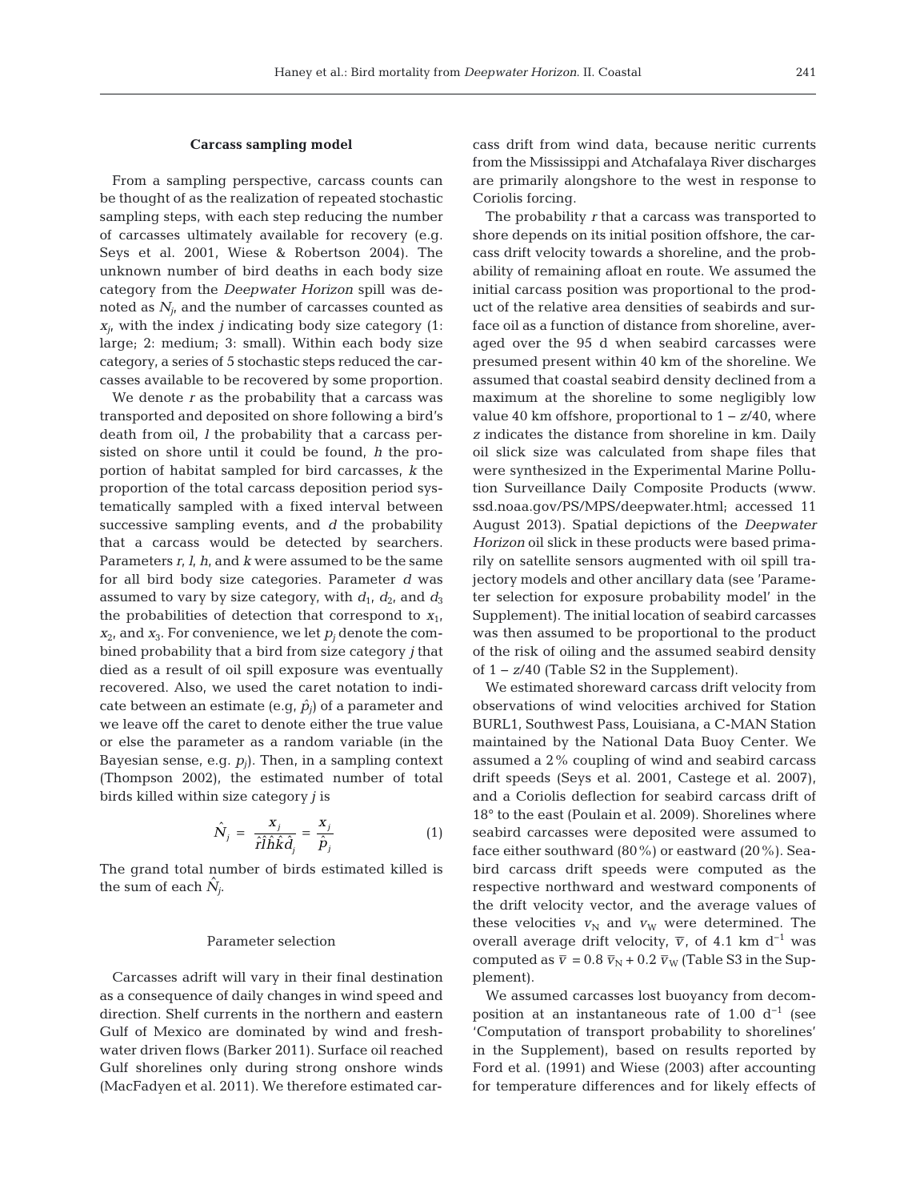### Carcass sampling model

From a sampling perspective, carcass counts can be thought of as the realization of repeated stochastic sampling steps, with each step reducing the number of carcasses ultimately available for recovery (e.g. Seys et al. 2001, Wiese & Robertson 2004). The unknown number of bird deaths in each body size category from the *Deepwater Horizon* spill was denoted as $N_j$, and the number of carcasses counted as $x_j$, with the index $j$ indicating body size category (1: large; 2: medium; 3: small). Within each body size category, a series of 5 stochastic steps reduced the carcasses available to be recovered by some proportion.

We denote $r$ as the probability that a carcass was transported and deposited on shore following a bird's death from oil, $l$ the probability that a carcass persisted on shore until it could be found, $h$ the proportion of habitat sampled for bird carcasses, $k$ the proportion of the total carcass deposition period systematically sampled with a fixed interval between successive sampling events, and $d$ the probability that a carcass would be detected by searchers. Parameters $r$, $l$, $h$, and $k$ were assumed to be the same for all bird body size categories. Parameter $d$ was assumed to vary by size category, with $d_1$, $d_2$, and $d_3$ the probabilities of detection that correspond to $x_1$, $x_2$, and $x_3$. For convenience, we let $p_j$ denote the combined probability that a bird from size category $j$ that died as a result of oil spill exposure was eventually recovered. Also, we used the caret notation to indicate between an estimate (e.g, $\hat{p}_j$) of a parameter and we leave off the caret to denote either the true value or else the parameter as a random variable (in the Bayesian sense, e.g. $p_j$). Then, in a sampling context (Thompson 2002), the estimated number of total birds killed within size category $j$ is

$$\hat{N}_j = \frac{x_j}{\hat{r}\hat{l}\hat{h}\hat{k}\hat{d}_j} = \frac{x_j}{\hat{p}_j} \quad (1)$$

The grand total number of birds estimated killed is the sum of each $\hat{N}_j$.

#### Parameter selection

Carcasses adrift will vary in their final destination as a consequence of daily changes in wind speed and direction. Shelf currents in the northern and eastern Gulf of Mexico are dominated by wind and freshwater driven flows (Barker 2011). Surface oil reached Gulf shorelines only during strong onshore winds (MacFadyen et al. 2011). We therefore estimated carcass drift from wind data, because neritic currents from the Mississippi and Atchafalaya River discharges are primarily alongshore to the west in response to Coriolis forcing.

The probability $r$ that a carcass was transported to shore depends on its initial position offshore, the carcass drift velocity towards a shoreline, and the probability of remaining afloat en route. We assumed the initial carcass position was proportional to the product of the relative area densities of seabirds and surface oil as a function of distance from shoreline, averaged over the 95 d when seabird carcasses were presumed present within 40 km of the shoreline. We assumed that coastal seabird density declined from a maximum at the shoreline to some negligibly low value 40 km offshore, proportional to $1 - z/40$, where $z$ indicates the distance from shoreline in km. Daily oil slick size was calculated from shape files that were synthesized in the Experimental Marine Pollution Surveillance Daily Composite Products (www.ssd.noaa.gov/PS/MPS/deepwater.html; accessed 11 August 2013). Spatial depictions of the *Deepwater Horizon* oil slick in these products were based primarily on satellite sensors augmented with oil spill trajectory models and other ancillary data (see 'Parameter selection for exposure probability model' in the Supplement). The initial location of seabird carcasses was then assumed to be proportional to the product of the risk of oiling and the assumed seabird density of $1 - z/40$ (Table S2 in the Supplement).

We estimated shoreward carcass drift velocity from observations of wind velocities archived for Station BURL1, Southwest Pass, Louisiana, a C-MAN Station maintained by the National Data Buoy Center. We assumed a 2% coupling of wind and seabird carcass drift speeds (Seys et al. 2001, Castege et al. 2007), and a Coriolis deflection for seabird carcass drift of 18° to the east (Poulain et al. 2009). Shorelines where seabird carcasses were deposited were assumed to face either southward (80%) or eastward (20%). Seabird carcass drift speeds were computed as the respective northward and westward components of the drift velocity vector, and the average values of these velocities $v_N$ and $v_W$ were determined. The overall average drift velocity, $\bar{v}$, of 4.1 km d$^{-1}$ was computed as $\bar{v} = 0.8\,\bar{v}_N + 0.2\,\bar{v}_W$ (Table S3 in the Supplement).

We assumed carcasses lost buoyancy from decomposition at an instantaneous rate of 1.00 d$^{-1}$ (see 'Computation of transport probability to shorelines' in the Supplement), based on results reported by Ford et al. (1991) and Wiese (2003) after accounting for temperature differences and for likely effects of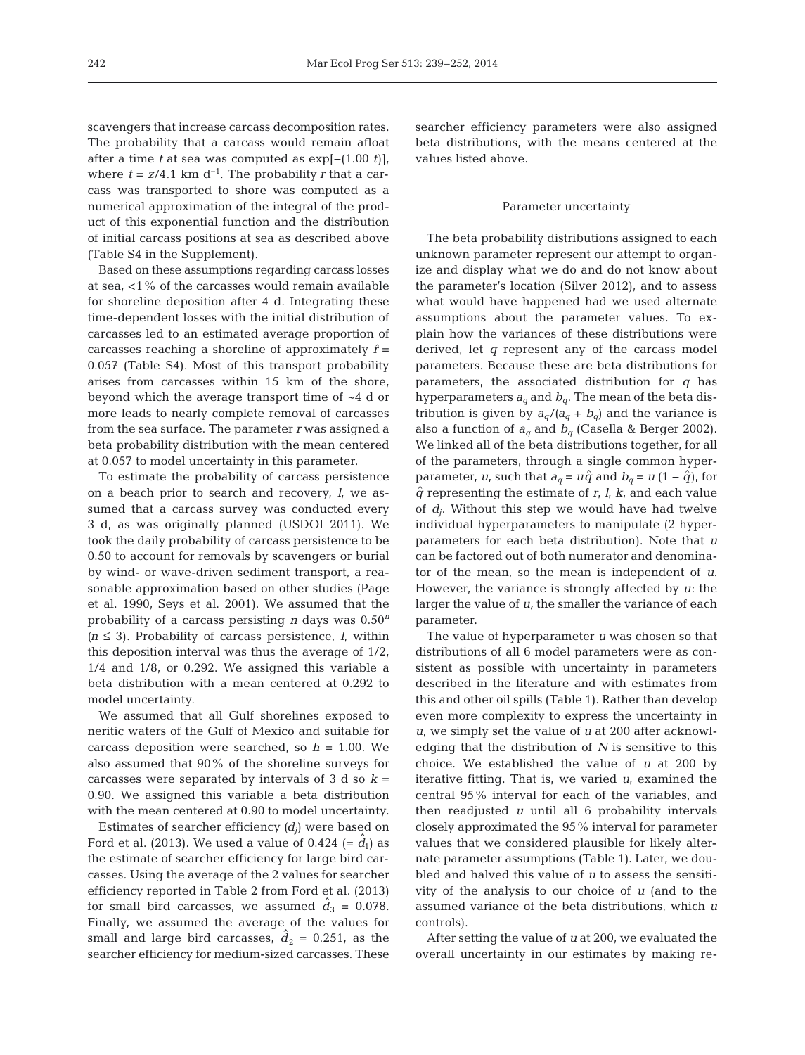scavengers that increase carcass decomposition rates. The probability that a carcass would remain afloat after a time $t$ at sea was computed as $\exp[-(1.00\ t)]$, where $t = z/4.1$ km d$^{-1}$. The probability $r$ that a carcass was transported to shore was computed as a numerical approximation of the integral of the product of this exponential function and the distribution of initial carcass positions at sea as described above (Table S4 in the Supplement).

Based on these assumptions regarding carcass losses at sea, <1% of the carcasses would remain available for shoreline deposition after 4 d. Integrating these time-dependent losses with the initial distribution of carcasses led to an estimated average proportion of carcasses reaching a shoreline of approximately $\hat{r}$ = 0.057 (Table S4). Most of this transport probability arises from carcasses within 15 km of the shore, beyond which the average transport time of ~4 d or more leads to nearly complete removal of carcasses from the sea surface. The parameter $r$ was assigned a beta probability distribution with the mean centered at 0.057 to model uncertainty in this parameter.

To estimate the probability of carcass persistence on a beach prior to search and recovery, $l$, we assumed that a carcass survey was conducted every 3 d, as was originally planned (USDOI 2011). We took the daily probability of carcass persistence to be 0.50 to account for removals by scavengers or burial by wind- or wave-driven sediment transport, a reasonable approximation based on other studies (Page et al. 1990, Seys et al. 2001). We assumed that the probability of a carcass persisting $n$ days was $0.50^n$ ($n \leq 3$). Probability of carcass persistence, $l$, within this deposition interval was thus the average of 1/2, 1/4 and 1/8, or 0.292. We assigned this variable a beta distribution with a mean centered at 0.292 to model uncertainty.

We assumed that all Gulf shorelines exposed to neritic waters of the Gulf of Mexico and suitable for carcass deposition were searched, so $h$ = 1.00. We also assumed that 90% of the shoreline surveys for carcasses were separated by intervals of 3 d so $k$ = 0.90. We assigned this variable a beta distribution with the mean centered at 0.90 to model uncertainty.

Estimates of searcher efficiency ($d_j$) were based on Ford et al. (2013). We used a value of 0.424 (= $\hat{d}_1$) as the estimate of searcher efficiency for large bird carcasses. Using the average of the 2 values for searcher efficiency reported in Table 2 from Ford et al. (2013) for small bird carcasses, we assumed $\hat{d}_3$ = 0.078. Finally, we assumed the average of the values for small and large bird carcasses, $\hat{d}_2$ = 0.251, as the searcher efficiency for medium-sized carcasses. These searcher efficiency parameters were also assigned beta distributions, with the means centered at the values listed above.

## Parameter uncertainty

The beta probability distributions assigned to each unknown parameter represent our attempt to organize and display what we do and do not know about the parameter's location (Silver 2012), and to assess what would have happened had we used alternate assumptions about the parameter values. To explain how the variances of these distributions were derived, let $q$ represent any of the carcass model parameters. Because these are beta distributions for parameters, the associated distribution for $q$ has hyperparameters $a_q$ and $b_q$. The mean of the beta distribution is given by $a_q/(a_q + b_q)$ and the variance is also a function of $a_q$ and $b_q$ (Casella & Berger 2002). We linked all of the beta distributions together, for all of the parameters, through a single common hyperparameter, $u$, such that $a_q = u\hat{q}$ and $b_q = u(1 - \hat{q})$, for $\hat{q}$ representing the estimate of $r$, $l$, $k$, and each value of $d_j$. Without this step we would have had twelve individual hyperparameters to manipulate (2 hyperparameters for each beta distribution). Note that $u$ can be factored out of both numerator and denominator of the mean, so the mean is independent of $u$. However, the variance is strongly affected by $u$: the larger the value of $u$, the smaller the variance of each parameter.

The value of hyperparameter $u$ was chosen so that distributions of all 6 model parameters were as consistent as possible with uncertainty in parameters described in the literature and with estimates from this and other oil spills (Table 1). Rather than develop even more complexity to express the uncertainty in $u$, we simply set the value of $u$ at 200 after acknowledging that the distribution of $N$ is sensitive to this choice. We established the value of $u$ at 200 by iterative fitting. That is, we varied $u$, examined the central 95% interval for each of the variables, and then readjusted $u$ until all 6 probability intervals closely approximated the 95% interval for parameter values that we considered plausible for likely alternate parameter assumptions (Table 1). Later, we doubled and halved this value of $u$ to assess the sensitivity of the analysis to our choice of $u$ (and to the assumed variance of the beta distributions, which $u$ controls).

After setting the value of $u$ at 200, we evaluated the overall uncertainty in our estimates by making re-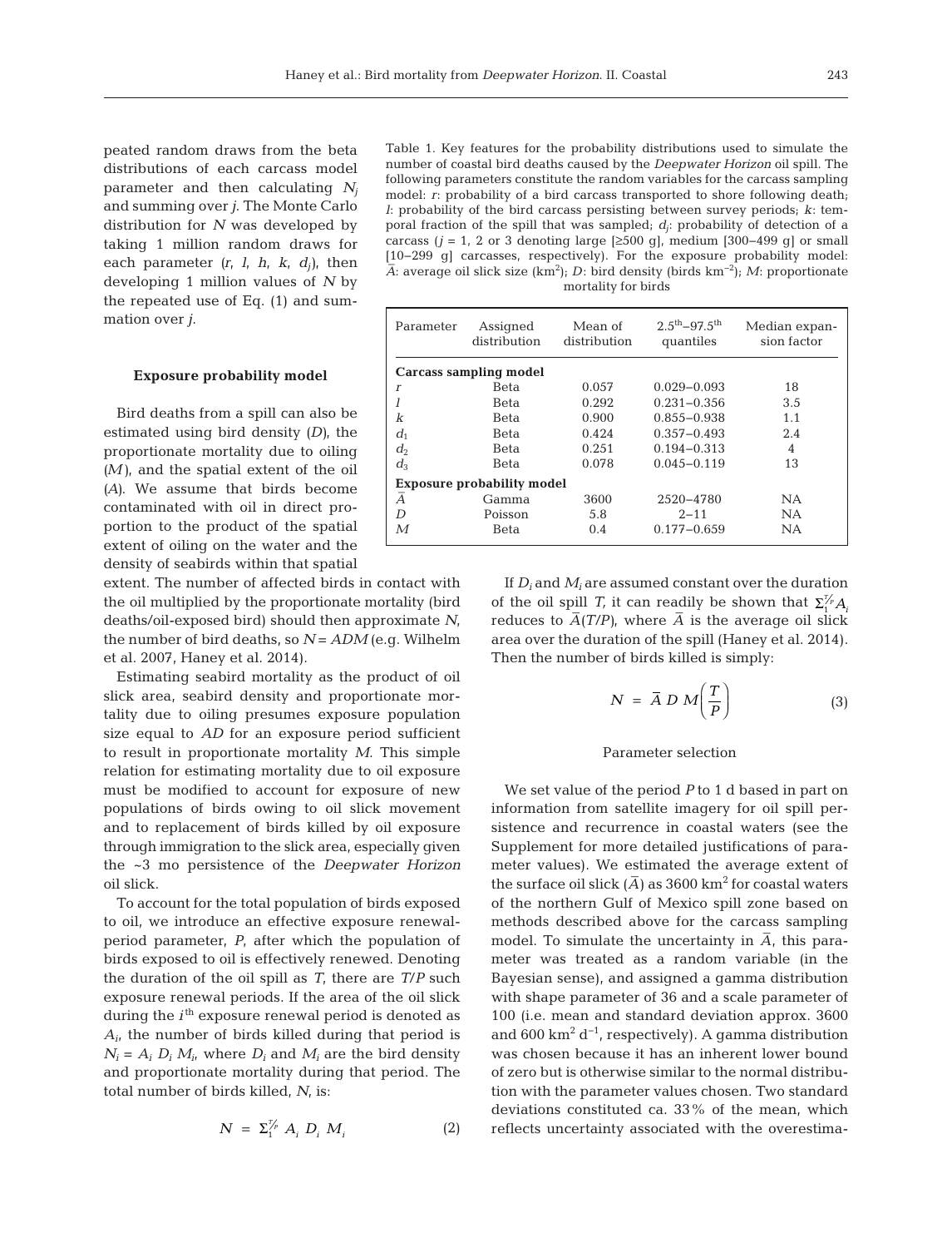peated random draws from the beta distributions of each carcass model parameter and then calculating $N_j$ and summing over $j$. The Monte Carlo distribution for $N$ was developed by taking 1 million random draws for each parameter ($r$, $l$, $h$, $k$, $d_j$), then developing 1 million values of $N$ by the repeated use of Eq. (1) and summation over $j$.

### Exposure probability model

Bird deaths from a spill can also be estimated using bird density ($D$), the proportionate mortality due to oiling ($M$), and the spatial extent of the oil ($A$). We assume that birds become contaminated with oil in direct proportion to the product of the spatial extent of oiling on the water and the density of seabirds within that spatial extent. The number of affected birds in contact with the oil multiplied by the proportionate mortality (bird deaths/oil-exposed bird) should then approximate $N$, the number of bird deaths, so $N = ADM$ (e.g. Wilhelm et al. 2007, Haney et al. 2014).

Estimating seabird mortality as the product of oil slick area, seabird density and proportionate mortality due to oiling presumes exposure population size equal to $AD$ for an exposure period sufficient to result in proportionate mortality $M$. This simple relation for estimating mortality due to oil exposure must be modified to account for exposure of new populations of birds owing to oil slick movement and to replacement of birds killed by oil exposure through immigration to the slick area, especially given the ~3 mo persistence of the *Deepwater Horizon* oil slick.

To account for the total population of birds exposed to oil, we introduce an effective exposure renewal-period parameter, $P$, after which the population of birds exposed to oil is effectively renewed. Denoting the duration of the oil spill as $T$, there are $T/P$ such exposure renewal periods. If the area of the oil slick during the $i^{th}$ exposure renewal period is denoted as $A_i$, the number of birds killed during that period is $N_i = A_i\, D_i\, M_i$, where $D_i$ and $M_i$ are the bird density and proportionate mortality during that period. The total number of birds killed, $N$, is:

$$N = \Sigma_1^{T/P} A_i\, D_i\, M_i \tag{2}$$

Table 1. Key features for the probability distributions used to simulate the number of coastal bird deaths caused by the *Deepwater Horizon* oil spill. The following parameters constitute the random variables for the carcass sampling model: $r$: probability of a bird carcass transported to shore following death; $l$: probability of the bird carcass persisting between survey periods; $k$: temporal fraction of the spill that was sampled; $d_j$: probability of detection of a carcass ($j$ = 1, 2 or 3 denoting large [≥500 g], medium [300–499 g] or small [10–299 g] carcasses, respectively). For the exposure probability model: $\bar{A}$: average oil slick size (km$^2$); $D$: bird density (birds km$^{-2}$); $M$: proportionate mortality for birds

| Parameter | Assigned distribution | Mean of distribution | $2.5^{th}$–$97.5^{th}$ quantiles | Median expansion factor |
|---|---|---|---|---|
| **Carcass sampling model** | | | | |
| $r$ | Beta | 0.057 | 0.029–0.093 | 18 |
| $l$ | Beta | 0.292 | 0.231–0.356 | 3.5 |
| $k$ | Beta | 0.900 | 0.855–0.938 | 1.1 |
| $d_1$ | Beta | 0.424 | 0.357–0.493 | 2.4 |
| $d_2$ | Beta | 0.251 | 0.194–0.313 | 4 |
| $d_3$ | Beta | 0.078 | 0.045–0.119 | 13 |
| **Exposure probability model** | | | | |
| $\bar{A}$ | Gamma | 3600 | 2520–4780 | NA |
| $D$ | Poisson | 5.8 | 2–11 | NA |
| $M$ | Beta | 0.4 | 0.177–0.659 | NA |

If $D_i$ and $M_i$ are assumed constant over the duration of the oil spill $T$, it can readily be shown that $\Sigma_1^{T/P} A_i$ reduces to $\bar{A}(T/P)$, where $\bar{A}$ is the average oil slick area over the duration of the spill (Haney et al. 2014). Then the number of birds killed is simply:

$$N = \bar{A}\, D\, M\left(\frac{T}{P}\right) \tag{3}$$

### Parameter selection

We set value of the period $P$ to 1 d based in part on information from satellite imagery for oil spill persistence and recurrence in coastal waters (see the Supplement for more detailed justifications of parameter values). We estimated the average extent of the surface oil slick ($\bar{A}$) as 3600 km$^2$ for coastal waters of the northern Gulf of Mexico spill zone based on methods described above for the carcass sampling model. To simulate the uncertainty in $\bar{A}$, this parameter was treated as a random variable (in the Bayesian sense), and assigned a gamma distribution with shape parameter of 36 and a scale parameter of 100 (i.e. mean and standard deviation approx. 3600 and 600 km$^2$ d$^{-1}$, respectively). A gamma distribution was chosen because it has an inherent lower bound of zero but is otherwise similar to the normal distribution with the parameter values chosen. Two standard deviations constituted ca. 33% of the mean, which reflects uncertainty associated with the overestima-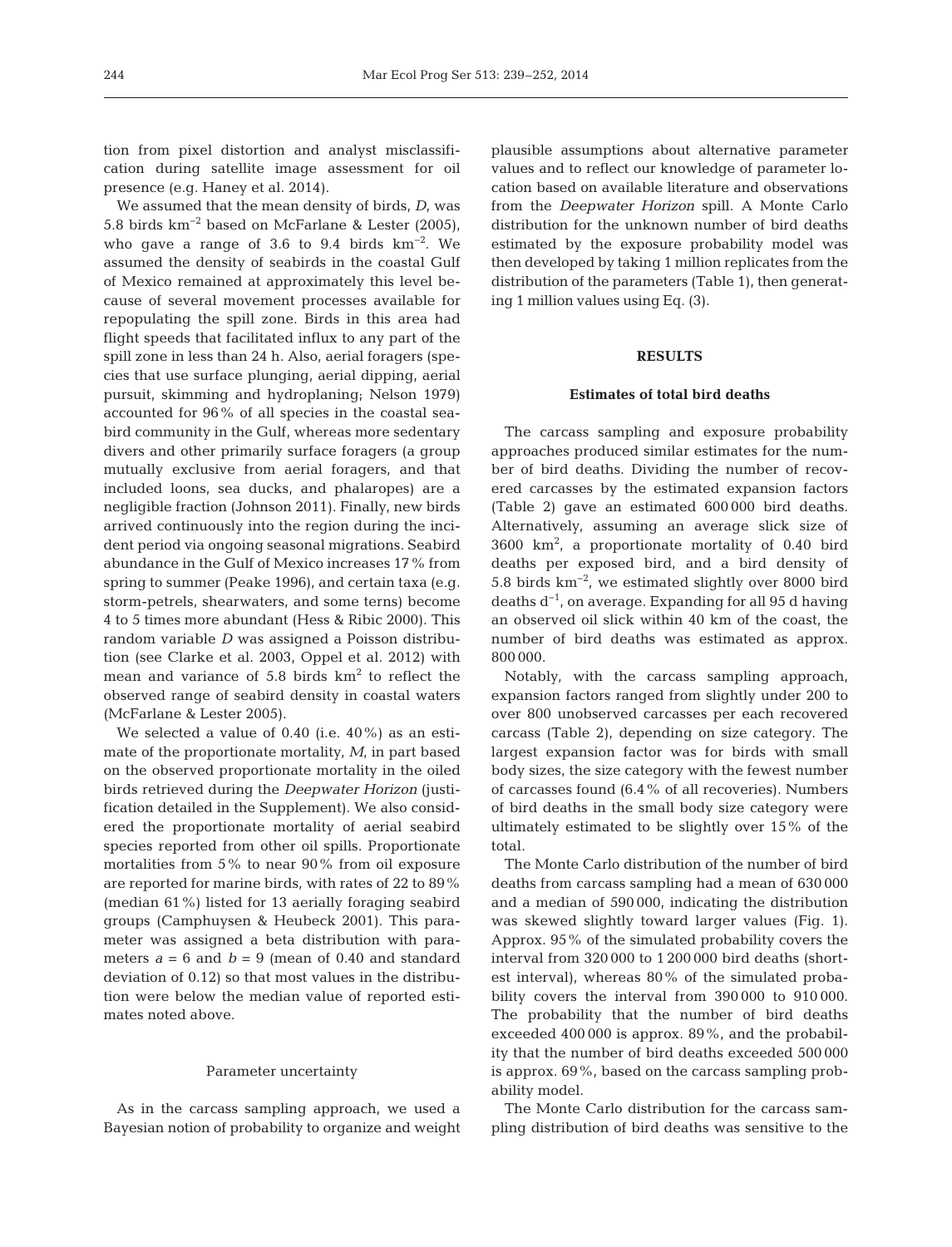tion from pixel distortion and analyst misclassification during satellite image assessment for oil presence (e.g. Haney et al. 2014).

We assumed that the mean density of birds, $D$, was 5.8 birds $km^{-2}$ based on McFarlane & Lester (2005), who gave a range of 3.6 to 9.4 birds $km^{-2}$. We assumed the density of seabirds in the coastal Gulf of Mexico remained at approximately this level because of several movement processes available for repopulating the spill zone. Birds in this area had flight speeds that facilitated influx to any part of the spill zone in less than 24 h. Also, aerial foragers (species that use surface plunging, aerial dipping, aerial pursuit, skimming and hydroplaning; Nelson 1979) accounted for 96% of all species in the coastal seabird community in the Gulf, whereas more sedentary divers and other primarily surface foragers (a group mutually exclusive from aerial foragers, and that included loons, sea ducks, and phalaropes) are a negligible fraction (Johnson 2011). Finally, new birds arrived continuously into the region during the incident period via ongoing seasonal migrations. Seabird abundance in the Gulf of Mexico increases 17% from spring to summer (Peake 1996), and certain taxa (e.g. storm-petrels, shearwaters, and some terns) become 4 to 5 times more abundant (Hess & Ribic 2000). This random variable $D$ was assigned a Poisson distribution (see Clarke et al. 2003, Oppel et al. 2012) with mean and variance of 5.8 birds $km^2$ to reflect the observed range of seabird density in coastal waters (McFarlane & Lester 2005).

We selected a value of 0.40 (i.e. 40%) as an estimate of the proportionate mortality, $M$, in part based on the observed proportionate mortality in the oiled birds retrieved during the *Deepwater Horizon* (justification detailed in the Supplement). We also considered the proportionate mortality of aerial seabird species reported from other oil spills. Proportionate mortalities from 5% to near 90% from oil exposure are reported for marine birds, with rates of 22 to 89% (median 61%) listed for 13 aerially foraging seabird groups (Camphuysen & Heubeck 2001). This parameter was assigned a beta distribution with parameters $a = 6$ and $b = 9$ (mean of 0.40 and standard deviation of 0.12) so that most values in the distribution were below the median value of reported estimates noted above.

#### Parameter uncertainty

As in the carcass sampling approach, we used a Bayesian notion of probability to organize and weight plausible assumptions about alternative parameter values and to reflect our knowledge of parameter location based on available literature and observations from the *Deepwater Horizon* spill. A Monte Carlo distribution for the unknown number of bird deaths estimated by the exposure probability model was then developed by taking 1 million replicates from the distribution of the parameters (Table 1), then generating 1 million values using Eq. (3).

## RESULTS

### Estimates of total bird deaths

The carcass sampling and exposure probability approaches produced similar estimates for the number of bird deaths. Dividing the number of recovered carcasses by the estimated expansion factors (Table 2) gave an estimated 600 000 bird deaths. Alternatively, assuming an average slick size of 3600 $km^2$, a proportionate mortality of 0.40 bird deaths per exposed bird, and a bird density of 5.8 birds $km^{-2}$, we estimated slightly over 8000 bird deaths $d^{-1}$, on average. Expanding for all 95 d having an observed oil slick within 40 km of the coast, the number of bird deaths was estimated as approx. 800 000.

Notably, with the carcass sampling approach, expansion factors ranged from slightly under 200 to over 800 unobserved carcasses per each recovered carcass (Table 2), depending on size category. The largest expansion factor was for birds with small body sizes, the size category with the fewest number of carcasses found (6.4% of all recoveries). Numbers of bird deaths in the small body size category were ultimately estimated to be slightly over 15% of the total.

The Monte Carlo distribution of the number of bird deaths from carcass sampling had a mean of 630 000 and a median of 590 000, indicating the distribution was skewed slightly toward larger values (Fig. 1). Approx. 95% of the simulated probability covers the interval from 320 000 to 1 200 000 bird deaths (shortest interval), whereas 80% of the simulated probability covers the interval from 390 000 to 910 000. The probability that the number of bird deaths exceeded 400 000 is approx. 89%, and the probability that the number of bird deaths exceeded 500 000 is approx. 69%, based on the carcass sampling probability model.

The Monte Carlo distribution for the carcass sampling distribution of bird deaths was sensitive to the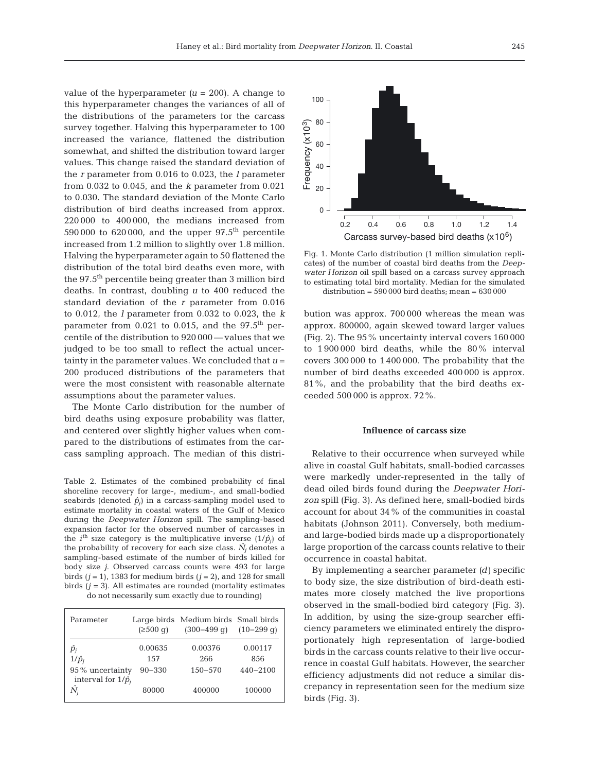value of the hyperparameter ($u$ = 200). A change to this hyperparameter changes the variances of all of the distributions of the parameters for the carcass survey together. Halving this hyperparameter to 100 increased the variance, flattened the distribution somewhat, and shifted the distribution toward larger values. This change raised the standard deviation of the $r$ parameter from 0.016 to 0.023, the $l$ parameter from 0.032 to 0.045, and the $k$ parameter from 0.021 to 0.030. The standard deviation of the Monte Carlo distribution of bird deaths increased from approx. 220 000 to 400 000, the medians increased from 590 000 to 620 000, and the upper 97.5$^{th}$ percentile increased from 1.2 million to slightly over 1.8 million. Halving the hyperparameter again to 50 flattened the distribution of the total bird deaths even more, with the 97.5$^{th}$ percentile being greater than 3 million bird deaths. In contrast, doubling $u$ to 400 reduced the standard deviation of the $r$ parameter from 0.016 to 0.012, the $l$ parameter from 0.032 to 0.023, the $k$ parameter from 0.021 to 0.015, and the 97.5$^{th}$ percentile of the distribution to 920 000 — values that we judged to be too small to reflect the actual uncertainty in the parameter values. We concluded that $u$ = 200 produced distributions of the parameters that were the most consistent with reasonable alternate assumptions about the parameter values.

The Monte Carlo distribution for the number of bird deaths using exposure probability was flatter, and centered over slightly higher values when compared to the distributions of estimates from the carcass sampling approach. The median of this distribution was approx. 700 000 whereas the mean was approx. 800000, again skewed toward larger values (Fig. 2). The 95% uncertainty interval covers 160 000 to 1 900 000 bird deaths, while the 80% interval covers 300 000 to 1 400 000. The probability that the number of bird deaths exceeded 400 000 is approx. 81%, and the probability that the bird deaths exceeded 500 000 is approx. 72%.

Table 2. Estimates of the combined probability of final shoreline recovery for large-, medium-, and small-bodied seabirds (denoted $\hat{p}_j$) in a carcass-sampling model used to estimate mortality in coastal waters of the Gulf of Mexico during the *Deepwater Horizon* spill. The sampling-based expansion factor for the observed number of carcasses in the $i^{th}$ size category is the multiplicative inverse ($1/\hat{p}_j$) of the probability of recovery for each size class. $\hat{N}_j$ denotes a sampling-based estimate of the number of birds killed for body size $j$. Observed carcass counts were 493 for large birds ($j$ = 1), 1383 for medium birds ($j$ = 2), and 128 for small birds ($j$ = 3). All estimates are rounded (mortality estimates do not necessarily sum exactly due to rounding)

| Parameter | Large birds (≥500 g) | Medium birds (300–499 g) | Small birds (10–299 g) |
|---|---|---|---|
| $\hat{p}_j$ | 0.00635 | 0.00376 | 0.00117 |
| $1/\hat{p}_j$ | 157 | 266 | 856 |
| 95% uncertainty interval for $1/\hat{p}_j$ | 90–330 | 150–570 | 440–2100 |
| $\hat{N}_j$ | 80000 | 400000 | 100000 |

Fig. 1. Monte Carlo distribution (1 million simulation replicates) of the number of coastal bird deaths from the *Deepwater Horizon* oil spill based on a carcass survey approach to estimating total bird mortality. Median for the simulated distribution = 590 000 bird deaths; mean = 630 000

### Influence of carcass size

Relative to their occurrence when surveyed while alive in coastal Gulf habitats, small-bodied carcasses were markedly under-represented in the tally of dead oiled birds found during the *Deepwater Horizon* spill (Fig. 3). As defined here, small-bodied birds account for about 34% of the communities in coastal habitats (Johnson 2011). Conversely, both medium- and large-bodied birds made up a disproportionately large proportion of the carcass counts relative to their occurrence in coastal habitat.

By implementing a searcher parameter ($d$) specific to body size, the size distribution of bird-death estimates more closely matched the live proportions observed in the small-bodied bird category (Fig. 3). In addition, by using the size-group searcher efficiency parameters we eliminated entirely the disproportionately high representation of large-bodied birds in the carcass counts relative to their live occurrence in coastal Gulf habitats. However, the searcher efficiency adjustments did not reduce a similar discrepancy in representation seen for the medium size birds (Fig. 3).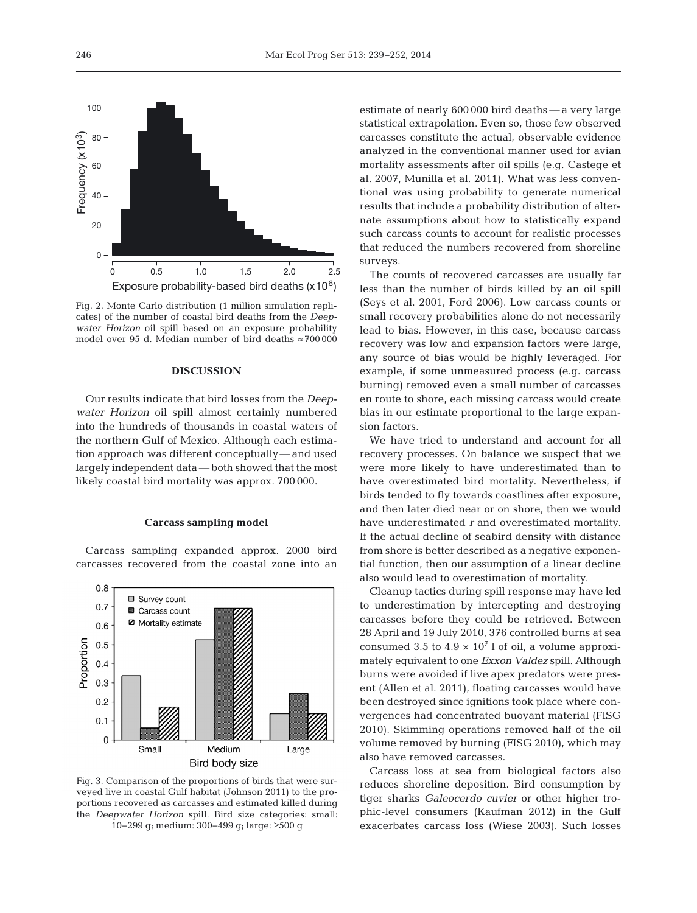Fig. 2. Monte Carlo distribution (1 million simulation replicates) of the number of coastal bird deaths from the *Deepwater Horizon* oil spill based on an exposure probability model over 95 d. Median number of bird deaths ≈700 000

## DISCUSSION

Our results indicate that bird losses from the *Deepwater Horizon* oil spill almost certainly numbered into the hundreds of thousands in coastal waters of the northern Gulf of Mexico. Although each estimation approach was different conceptually — and used largely independent data — both showed that the most likely coastal bird mortality was approx. 700 000.

### Carcass sampling model

Carcass sampling expanded approx. 2000 bird carcasses recovered from the coastal zone into an estimate of nearly 600 000 bird deaths — a very large statistical extrapolation. Even so, those few observed carcasses constitute the actual, observable evidence analyzed in the conventional manner used for avian mortality assessments after oil spills (e.g. Castege et al. 2007, Munilla et al. 2011). What was less conventional was using probability to generate numerical results that include a probability distribution of alternate assumptions about how to statistically expand such carcass counts to account for realistic processes that reduced the numbers recovered from shoreline surveys.

Fig. 3. Comparison of the proportions of birds that were surveyed live in coastal Gulf habitat (Johnson 2011) to the proportions recovered as carcasses and estimated killed during the *Deepwater Horizon* spill. Bird size categories: small: 10–299 g; medium: 300–499 g; large: ≥500 g

The counts of recovered carcasses are usually far less than the number of birds killed by an oil spill (Seys et al. 2001, Ford 2006). Low carcass counts or small recovery probabilities alone do not necessarily lead to bias. However, in this case, because carcass recovery was low and expansion factors were large, any source of bias would be highly leveraged. For example, if some unmeasured process (e.g. carcass burning) removed even a small number of carcasses en route to shore, each missing carcass would create bias in our estimate proportional to the large expansion factors.

We have tried to understand and account for all recovery processes. On balance we suspect that we were more likely to have underestimated than to have overestimated bird mortality. Nevertheless, if birds tended to fly towards coastlines after exposure, and then later died near or on shore, then we would have underestimated $r$ and overestimated mortality. If the actual decline of seabird density with distance from shore is better described as a negative exponential function, then our assumption of a linear decline also would lead to overestimation of mortality.

Cleanup tactics during spill response may have led to underestimation by intercepting and destroying carcasses before they could be retrieved. Between 28 April and 19 July 2010, 376 controlled burns at sea consumed 3.5 to $4.9 \times 10^7$ l of oil, a volume approximately equivalent to one *Exxon Valdez* spill. Although burns were avoided if live apex predators were present (Allen et al. 2011), floating carcasses would have been destroyed since ignitions took place where convergences had concentrated buoyant material (FISG 2010). Skimming operations removed half of the oil volume removed by burning (FISG 2010), which may also have removed carcasses.

Carcass loss at sea from biological factors also reduces shoreline deposition. Bird consumption by tiger sharks *Galeocerdo cuvier* or other higher trophic-level consumers (Kaufman 2012) in the Gulf exacerbates carcass loss (Wiese 2003). Such losses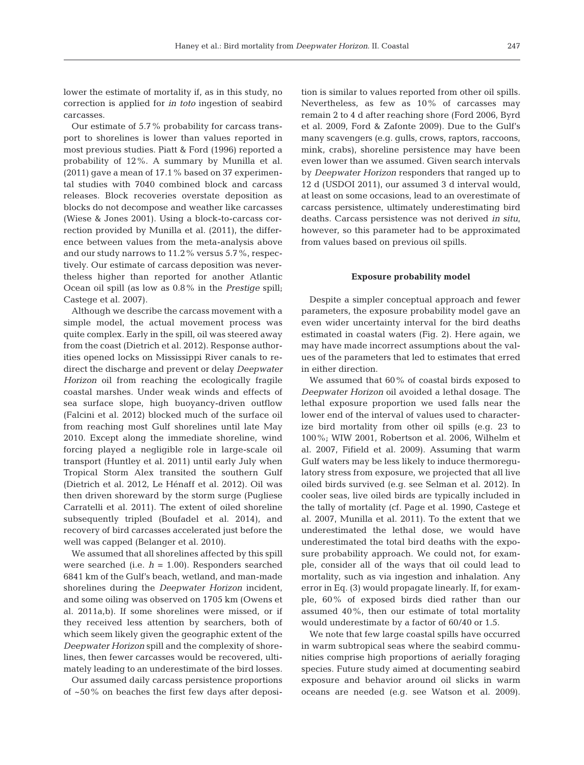lower the estimate of mortality if, as in this study, no correction is applied for *in toto* ingestion of seabird carcasses.

Our estimate of 5.7% probability for carcass transport to shorelines is lower than values reported in most previous studies. Piatt & Ford (1996) reported a probability of 12%. A summary by Munilla et al. (2011) gave a mean of 17.1% based on 37 experimental studies with 7040 combined block and carcass releases. Block recoveries overstate deposition as blocks do not decompose and weather like carcasses (Wiese & Jones 2001). Using a block-to-carcass correction provided by Munilla et al. (2011), the difference between values from the meta-analysis above and our study narrows to 11.2% versus 5.7%, respectively. Our estimate of carcass deposition was nevertheless higher than reported for another Atlantic Ocean oil spill (as low as 0.8% in the *Prestige* spill; Castege et al. 2007).

Although we describe the carcass movement with a simple model, the actual movement process was quite complex. Early in the spill, oil was steered away from the coast (Dietrich et al. 2012). Response authorities opened locks on Mississippi River canals to redirect the discharge and prevent or delay *Deepwater Horizon* oil from reaching the ecologically fragile coastal marshes. Under weak winds and effects of sea surface slope, high buoyancy-driven outflow (Falcini et al. 2012) blocked much of the surface oil from reaching most Gulf shorelines until late May 2010. Except along the immediate shoreline, wind forcing played a negligible role in large-scale oil transport (Huntley et al. 2011) until early July when Tropical Storm Alex transited the southern Gulf (Dietrich et al. 2012, Le Hénaff et al. 2012). Oil was then driven shoreward by the storm surge (Pugliese Carratelli et al. 2011). The extent of oiled shoreline subsequently tripled (Boufadel et al. 2014), and recovery of bird carcasses accelerated just before the well was capped (Belanger et al. 2010).

We assumed that all shorelines affected by this spill were searched (i.e. $h = 1.00$). Responders searched 6841 km of the Gulf's beach, wetland, and man-made shorelines during the *Deepwater Horizon* incident, and some oiling was observed on 1705 km (Owens et al. 2011a,b). If some shorelines were missed, or if they received less attention by searchers, both of which seem likely given the geographic extent of the *Deepwater Horizon* spill and the complexity of shorelines, then fewer carcasses would be recovered, ultimately leading to an underestimate of the bird losses.

Our assumed daily carcass persistence proportions of ~50% on beaches the first few days after deposition is similar to values reported from other oil spills. Nevertheless, as few as 10% of carcasses may remain 2 to 4 d after reaching shore (Ford 2006, Byrd et al. 2009, Ford & Zafonte 2009). Due to the Gulf's many scavengers (e.g. gulls, crows, raptors, raccoons, mink, crabs), shoreline persistence may have been even lower than we assumed. Given search intervals by *Deepwater Horizon* responders that ranged up to 12 d (USDOI 2011), our assumed 3 d interval would, at least on some occasions, lead to an overestimate of carcass persistence, ultimately underestimating bird deaths. Carcass persistence was not derived *in situ*, however, so this parameter had to be approximated from values based on previous oil spills.

### Exposure probability model

Despite a simpler conceptual approach and fewer parameters, the exposure probability model gave an even wider uncertainty interval for the bird deaths estimated in coastal waters (Fig. 2). Here again, we may have made incorrect assumptions about the values of the parameters that led to estimates that erred in either direction.

We assumed that 60% of coastal birds exposed to *Deepwater Horizon* oil avoided a lethal dosage. The lethal exposure proportion we used falls near the lower end of the interval of values used to characterize bird mortality from other oil spills (e.g. 23 to 100%; WIW 2001, Robertson et al. 2006, Wilhelm et al. 2007, Fifield et al. 2009). Assuming that warm Gulf waters may be less likely to induce thermoregulatory stress from exposure, we projected that all live oiled birds survived (e.g. see Selman et al. 2012). In cooler seas, live oiled birds are typically included in the tally of mortality (cf. Page et al. 1990, Castege et al. 2007, Munilla et al. 2011). To the extent that we underestimated the lethal dose, we would have underestimated the total bird deaths with the exposure probability approach. We could not, for example, consider all of the ways that oil could lead to mortality, such as via ingestion and inhalation. Any error in Eq. (3) would propagate linearly. If, for example, 60% of exposed birds died rather than our assumed 40%, then our estimate of total mortality would underestimate by a factor of 60/40 or 1.5.

We note that few large coastal spills have occurred in warm subtropical seas where the seabird communities comprise high proportions of aerially foraging species. Future study aimed at documenting seabird exposure and behavior around oil slicks in warm oceans are needed (e.g. see Watson et al. 2009).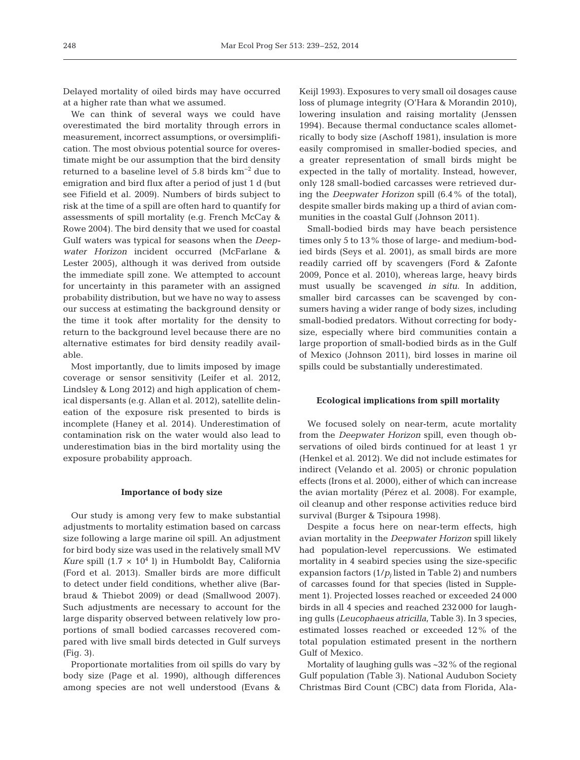Delayed mortality of oiled birds may have occurred at a higher rate than what we assumed.

We can think of several ways we could have overestimated the bird mortality through errors in measurement, incorrect assumptions, or oversimplification. The most obvious potential source for overestimate might be our assumption that the bird density returned to a baseline level of 5.8 birds $km^{-2}$ due to emigration and bird flux after a period of just 1 d (but see Fifield et al. 2009). Numbers of birds subject to risk at the time of a spill are often hard to quantify for assessments of spill mortality (e.g. French McCay & Rowe 2004). The bird density that we used for coastal Gulf waters was typical for seasons when the *Deepwater Horizon* incident occurred (McFarlane & Lester 2005), although it was derived from outside the immediate spill zone. We attempted to account for uncertainty in this parameter with an assigned probability distribution, but we have no way to assess our success at estimating the background density or the time it took after mortality for the density to return to the background level because there are no alternative estimates for bird density readily available.

Most importantly, due to limits imposed by image coverage or sensor sensitivity (Leifer et al. 2012, Lindsley & Long 2012) and high application of chemical dispersants (e.g. Allan et al. 2012), satellite delineation of the exposure risk presented to birds is incomplete (Haney et al. 2014). Underestimation of contamination risk on the water would also lead to underestimation bias in the bird mortality using the exposure probability approach.

### Importance of body size

Our study is among very few to make substantial adjustments to mortality estimation based on carcass size following a large marine oil spill. An adjustment for bird body size was used in the relatively small MV *Kure* spill ($1.7 \times 10^4$ l) in Humboldt Bay, California (Ford et al. 2013). Smaller birds are more difficult to detect under field conditions, whether alive (Barbraud & Thiebot 2009) or dead (Smallwood 2007). Such adjustments are necessary to account for the large disparity observed between relatively low proportions of small bodied carcasses recovered compared with live small birds detected in Gulf surveys (Fig. 3).

Proportionate mortalities from oil spills do vary by body size (Page et al. 1990), although differences among species are not well understood (Evans & Keijl 1993). Exposures to very small oil dosages cause loss of plumage integrity (O'Hara & Morandin 2010), lowering insulation and raising mortality (Jenssen 1994). Because thermal conductance scales allometrically to body size (Aschoff 1981), insulation is more easily compromised in smaller-bodied species, and a greater representation of small birds might be expected in the tally of mortality. Instead, however, only 128 small-bodied carcasses were retrieved during the *Deepwater Horizon* spill (6.4% of the total), despite smaller birds making up a third of avian communities in the coastal Gulf (Johnson 2011).

Small-bodied birds may have beach persistence times only 5 to 13% those of large- and medium-bodied birds (Seys et al. 2001), as small birds are more readily carried off by scavengers (Ford & Zafonte 2009, Ponce et al. 2010), whereas large, heavy birds must usually be scavenged *in situ*. In addition, smaller bird carcasses can be scavenged by consumers having a wider range of body sizes, including small-bodied predators. Without correcting for body-size, especially where bird communities contain a large proportion of small-bodied birds as in the Gulf of Mexico (Johnson 2011), bird losses in marine oil spills could be substantially underestimated.

### Ecological implications from spill mortality

We focused solely on near-term, acute mortality from the *Deepwater Horizon* spill, even though observations of oiled birds continued for at least 1 yr (Henkel et al. 2012). We did not include estimates for indirect (Velando et al. 2005) or chronic population effects (Irons et al. 2000), either of which can increase the avian mortality (Pérez et al. 2008). For example, oil cleanup and other response activities reduce bird survival (Burger & Tsipoura 1998).

Despite a focus here on near-term effects, high avian mortality in the *Deepwater Horizon* spill likely had population-level repercussions. We estimated mortality in 4 seabird species using the size-specific expansion factors ($1/p_j$ listed in Table 2) and numbers of carcasses found for that species (listed in Supplement 1). Projected losses reached or exceeded 24 000 birds in all 4 species and reached 232 000 for laughing gulls (*Leucophaeus atricilla*, Table 3). In 3 species, estimated losses reached or exceeded 12% of the total population estimated present in the northern Gulf of Mexico.

Mortality of laughing gulls was ~32% of the regional Gulf population (Table 3). National Audubon Society Christmas Bird Count (CBC) data from Florida, Ala-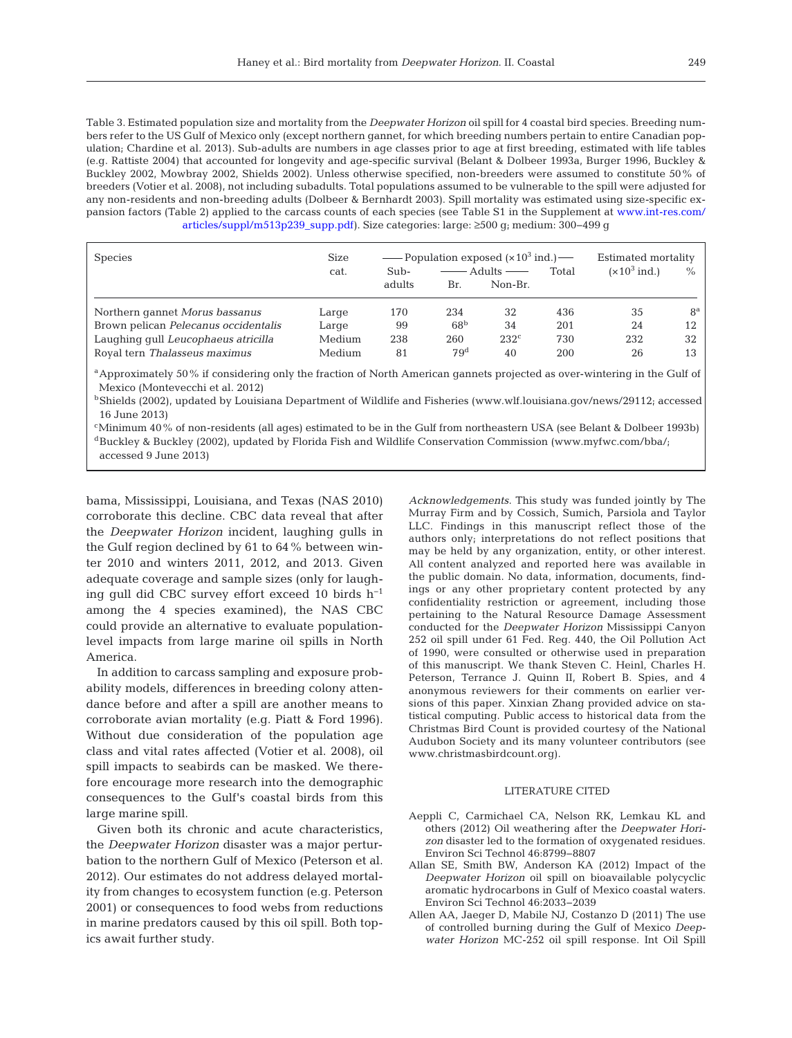Table 3. Estimated population size and mortality from the *Deepwater Horizon* oil spill for 4 coastal bird species. Breeding numbers refer to the US Gulf of Mexico only (except northern gannet, for which breeding numbers pertain to entire Canadian population; Chardine et al. 2013). Sub-adults are numbers in age classes prior to age at first breeding, estimated with life tables (e.g. Rattiste 2004) that accounted for longevity and age-specific survival (Belant & Dolbeer 1993a, Burger 1996, Buckley & Buckley 2002, Mowbray 2002, Shields 2002). Unless otherwise specified, non-breeders were assumed to constitute 50% of breeders (Votier et al. 2008), not including subadults. Total populations assumed to be vulnerable to the spill were adjusted for any non-residents and non-breeding adults (Dolbeer & Bernhardt 2003). Spill mortality was estimated using size-specific expansion factors (Table 2) applied to the carcass counts of each species (see Table S1 in the Supplement at www.int-res.com/articles/suppl/m513p239_supp.pdf). Size categories: large: ≥500 g; medium: 300–499 g

| Species | Size cat. | Population exposed ($\times 10^3$ ind.) | | | | Estimated mortality | |
|---|---|---|---|---|---|---|---|
| | | Sub-adults | Adults | | Total | ($\times 10^3$ ind.) | % |
| | | | Br. | Non-Br. | | | |
| Northern gannet *Morus bassanus* | Large | 170 | 234 | 32 | 436 | 35 | 8[a] |
| Brown pelican *Pelecanus occidentalis* | Large | 99 | 68[b] | 34 | 201 | 24 | 12 |
| Laughing gull *Leucophaeus atricilla* | Medium | 238 | 260 | 232[c] | 730 | 232 | 32 |
| Royal tern *Thalasseus maximus* | Medium | 81 | 79[d] | 40 | 200 | 26 | 13 |

[a]Approximately 50% if considering only the fraction of North American gannets projected as over-wintering in the Gulf of Mexico (Montevecchi et al. 2012)

[b]Shields (2002), updated by Louisiana Department of Wildlife and Fisheries (www.wlf.louisiana.gov/news/29112; accessed 16 June 2013)

[c]Minimum 40% of non-residents (all ages) estimated to be in the Gulf from northeastern USA (see Belant & Dolbeer 1993b)

[d]Buckley & Buckley (2002), updated by Florida Fish and Wildlife Conservation Commission (www.myfwc.com/bba/; accessed 9 June 2013)

bama, Mississippi, Louisiana, and Texas (NAS 2010) corroborate this decline. CBC data reveal that after the *Deepwater Horizon* incident, laughing gulls in the Gulf region declined by 61 to 64% between winter 2010 and winters 2011, 2012, and 2013. Given adequate coverage and sample sizes (only for laughing gull did CBC survey effort exceed 10 birds $h^{-1}$ among the 4 species examined), the NAS CBC could provide an alternative to evaluate population-level impacts from large marine oil spills in North America.

In addition to carcass sampling and exposure probability models, differences in breeding colony attendance before and after a spill are another means to corroborate avian mortality (e.g. Piatt & Ford 1996). Without due consideration of the population age class and vital rates affected (Votier et al. 2008), oil spill impacts to seabirds can be masked. We therefore encourage more research into the demographic consequences to the Gulf's coastal birds from this large marine spill.

Given both its chronic and acute characteristics, the *Deepwater Horizon* disaster was a major perturbation to the northern Gulf of Mexico (Peterson et al. 2012). Our estimates do not address delayed mortality from changes to ecosystem function (e.g. Peterson 2001) or consequences to food webs from reductions in marine predators caused by this oil spill. Both topics await further study.

*Acknowledgements*. This study was funded jointly by The Murray Firm and by Cossich, Sumich, Parsiola and Taylor LLC. Findings in this manuscript reflect those of the authors only; interpretations do not reflect positions that may be held by any organization, entity, or other interest. All content analyzed and reported here was available in the public domain. No data, information, documents, findings or any other proprietary content protected by any confidentiality restriction or agreement, including those pertaining to the Natural Resource Damage Assessment conducted for the *Deepwater Horizon* Mississippi Canyon 252 oil spill under 61 Fed. Reg. 440, the Oil Pollution Act of 1990, were consulted or otherwise used in preparation of this manuscript. We thank Steven C. Heinl, Charles H. Peterson, Terrance J. Quinn II, Robert B. Spies, and 4 anonymous reviewers for their comments on earlier versions of this paper. Xinxian Zhang provided advice on statistical computing. Public access to historical data from the Christmas Bird Count is provided courtesy of the National Audubon Society and its many volunteer contributors (see www.christmasbirdcount.org).

## LITERATURE CITED

- Aeppli C, Carmichael CA, Nelson RK, Lemkau KL and others (2012) Oil weathering after the *Deepwater Horizon* disaster led to the formation of oxygenated residues. Environ Sci Technol 46:8799–8807
- Allan SE, Smith BW, Anderson KA (2012) Impact of the *Deepwater Horizon* oil spill on bioavailable polycyclic aromatic hydrocarbons in Gulf of Mexico coastal waters. Environ Sci Technol 46:2033–2039
- Allen AA, Jaeger D, Mabile NJ, Costanzo D (2011) The use of controlled burning during the Gulf of Mexico *Deepwater Horizon* MC-252 oil spill response. Int Oil Spill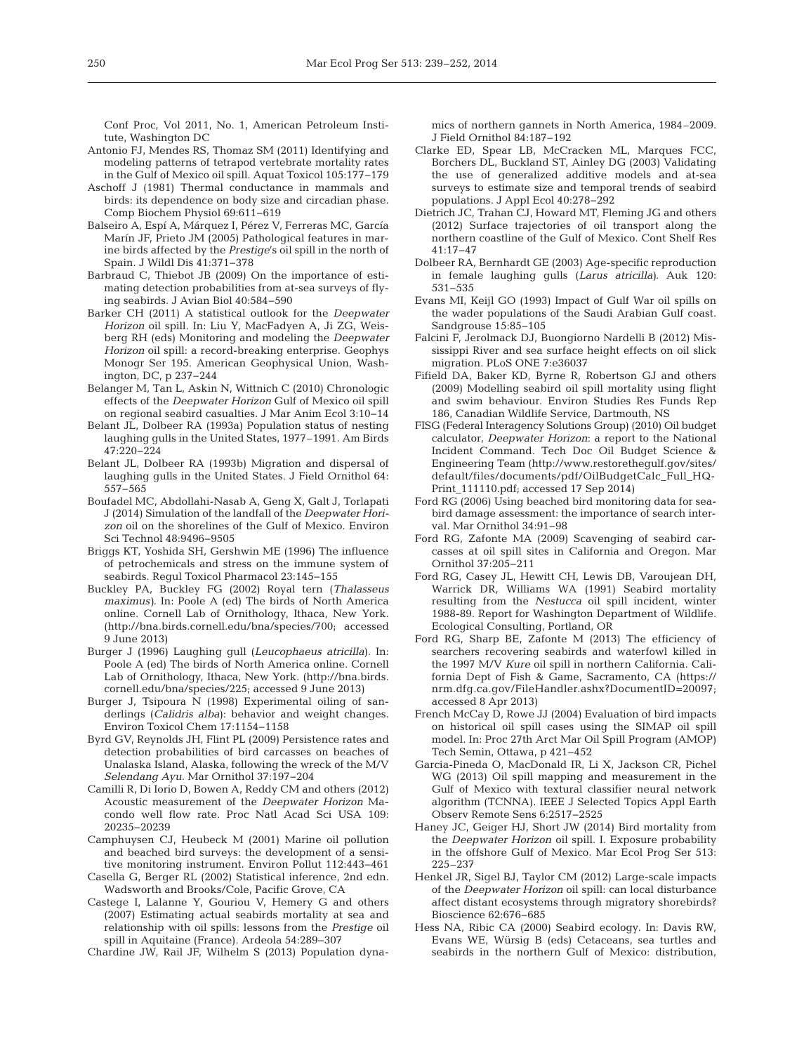Conf Proc, Vol 2011, No. 1, American Petroleum Institute, Washington DC

Antonio FJ, Mendes RS, Thomaz SM (2011) Identifying and modeling patterns of tetrapod vertebrate mortality rates in the Gulf of Mexico oil spill. Aquat Toxicol 105:177−179

Aschoff J (1981) Thermal conductance in mammals and birds: its dependence on body size and circadian phase. Comp Biochem Physiol 69:611−619

Balseiro A, Espí A, Márquez I, Pérez V, Ferreras MC, García Marín JF, Prieto JM (2005) Pathological features in marine birds affected by the *Prestige*'s oil spill in the north of Spain. J Wildl Dis 41:371−378

Barbraud C, Thiebot JB (2009) On the importance of estimating detection probabilities from at-sea surveys of flying seabirds. J Avian Biol 40:584−590

Barker CH (2011) A statistical outlook for the *Deepwater Horizon* oil spill. In: Liu Y, MacFadyen A, Ji ZG, Weisberg RH (eds) Monitoring and modeling the *Deepwater Horizon* oil spill: a record-breaking enterprise. Geophys Monogr Ser 195. American Geophysical Union, Washington, DC, p 237−244

Belanger M, Tan L, Askin N, Wittnich C (2010) Chronologic effects of the *Deepwater Horizon* Gulf of Mexico oil spill on regional seabird casualties. J Mar Anim Ecol 3:10−14

Belant JL, Dolbeer RA (1993a) Population status of nesting laughing gulls in the United States, 1977−1991. Am Birds 47:220−224

Belant JL, Dolbeer RA (1993b) Migration and dispersal of laughing gulls in the United States. J Field Ornithol 64: 557−565

Boufadel MC, Abdollahi-Nasab A, Geng X, Galt J, Torlapati J (2014) Simulation of the landfall of the *Deepwater Horizon* oil on the shorelines of the Gulf of Mexico. Environ Sci Technol 48:9496−9505

Briggs KT, Yoshida SH, Gershwin ME (1996) The influence of petrochemicals and stress on the immune system of seabirds. Regul Toxicol Pharmacol 23:145−155

Buckley PA, Buckley FG (2002) Royal tern (*Thalasseus maximus*). In: Poole A (ed) The birds of North America online. Cornell Lab of Ornithology, Ithaca, New York. (http://bna.birds.cornell.edu/bna/species/700; accessed 9 June 2013)

Burger J (1996) Laughing gull (*Leucophaeus atricilla*). In: Poole A (ed) The birds of North America online. Cornell Lab of Ornithology, Ithaca, New York. (http://bna.birds.cornell.edu/bna/species/225; accessed 9 June 2013)

Burger J, Tsipoura N (1998) Experimental oiling of sanderlings (*Calidris alba*): behavior and weight changes. Environ Toxicol Chem 17:1154−1158

Byrd GV, Reynolds JH, Flint PL (2009) Persistence rates and detection probabilities of bird carcasses on beaches of Unalaska Island, Alaska, following the wreck of the M/V *Selendang Ayu*. Mar Ornithol 37:197−204

Camilli R, Di Iorio D, Bowen A, Reddy CM and others (2012) Acoustic measurement of the *Deepwater Horizon* Macondo well flow rate. Proc Natl Acad Sci USA 109: 20235−20239

Camphuysen CJ, Heubeck M (2001) Marine oil pollution and beached bird surveys: the development of a sensitive monitoring instrument. Environ Pollut 112:443−461

Casella G, Berger RL (2002) Statistical inference, 2nd edn. Wadsworth and Brooks/Cole, Pacific Grove, CA

Castege I, Lalanne Y, Gouriou V, Hemery G and others (2007) Estimating actual seabirds mortality at sea and relationship with oil spills: lessons from the *Prestige* oil spill in Aquitaine (France). Ardeola 54:289−307

Chardine JW, Rail JF, Wilhelm S (2013) Population dynamics of northern gannets in North America, 1984−2009. J Field Ornithol 84:187−192

Clarke ED, Spear LB, McCracken ML, Marques FCC, Borchers DL, Buckland ST, Ainley DG (2003) Validating the use of generalized additive models and at-sea surveys to estimate size and temporal trends of seabird populations. J Appl Ecol 40:278−292

Dietrich JC, Trahan CJ, Howard MT, Fleming JG and others (2012) Surface trajectories of oil transport along the northern coastline of the Gulf of Mexico. Cont Shelf Res 41:17−47

Dolbeer RA, Bernhardt GE (2003) Age-specific reproduction in female laughing gulls (*Larus atricilla*). Auk 120: 531−535

Evans MI, Keijl GO (1993) Impact of Gulf War oil spills on the wader populations of the Saudi Arabian Gulf coast. Sandgrouse 15:85−105

Falcini F, Jerolmack DJ, Buongiorno Nardelli B (2012) Mississippi River and sea surface height effects on oil slick migration. PLoS ONE 7:e36037

Fifield DA, Baker KD, Byrne R, Robertson GJ and others (2009) Modelling seabird oil spill mortality using flight and swim behaviour. Environ Studies Res Funds Rep 186, Canadian Wildlife Service, Dartmouth, NS

FISG (Federal Interagency Solutions Group) (2010) Oil budget calculator, *Deepwater Horizon*: a report to the National Incident Command. Tech Doc Oil Budget Science & Engineering Team (http://www.restorethegulf.gov/sites/default/files/documents/pdf/OilBudgetCalc_Full_HQ-Print_111110.pdf; accessed 17 Sep 2014)

Ford RG (2006) Using beached bird monitoring data for seabird damage assessment: the importance of search interval. Mar Ornithol 34:91−98

Ford RG, Zafonte MA (2009) Scavenging of seabird carcasses at oil spill sites in California and Oregon. Mar Ornithol 37:205−211

Ford RG, Casey JL, Hewitt CH, Lewis DB, Varoujean DH, Warrick DR, Williams WA (1991) Seabird mortality resulting from the *Nestucca* oil spill incident, winter 1988-89. Report for Washington Department of Wildlife. Ecological Consulting, Portland, OR

Ford RG, Sharp BE, Zafonte M (2013) The efficiency of searchers recovering seabirds and waterfowl killed in the 1997 M/V *Kure* oil spill in northern California. California Dept of Fish & Game, Sacramento, CA (https://nrm.dfg.ca.gov/FileHandler.ashx?DocumentID=20097; accessed 8 Apr 2013)

French McCay D, Rowe JJ (2004) Evaluation of bird impacts on historical oil spill cases using the SIMAP oil spill model. In: Proc 27th Arct Mar Oil Spill Program (AMOP) Tech Semin, Ottawa, p 421−452

Garcia-Pineda O, MacDonald IR, Li X, Jackson CR, Pichel WG (2013) Oil spill mapping and measurement in the Gulf of Mexico with textural classifier neural network algorithm (TCNNA). IEEE J Selected Topics Appl Earth Observ Remote Sens 6:2517−2525

Haney JC, Geiger HJ, Short JW (2014) Bird mortality from the *Deepwater Horizon* oil spill. I. Exposure probability in the offshore Gulf of Mexico. Mar Ecol Prog Ser 513: 225−237

Henkel JR, Sigel BJ, Taylor CM (2012) Large-scale impacts of the *Deepwater Horizon* oil spill: can local disturbance affect distant ecosystems through migratory shorebirds? Bioscience 62:676−685

Hess NA, Ribic CA (2000) Seabird ecology. In: Davis RW, Evans WE, Würsig B (eds) Cetaceans, sea turtles and seabirds in the northern Gulf of Mexico: distribution,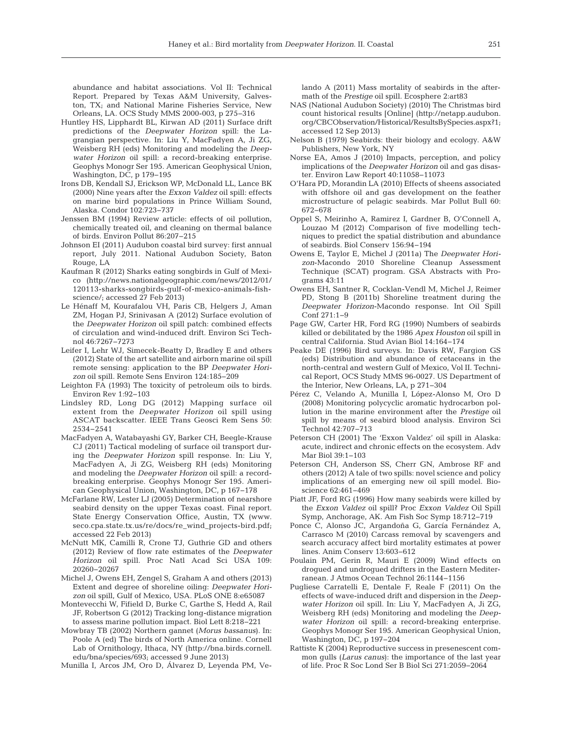abundance and habitat associations. Vol II: Technical Report. Prepared by Texas A&M University, Galveston, TX; and National Marine Fisheries Service, New Orleans, LA. OCS Study MMS 2000-003, p 275−316

Huntley HS, Lipphardt BL, Kirwan AD (2011) Surface drift predictions of the *Deepwater Horizon* spill: the Lagrangian perspective. In: Liu Y, MacFadyen A, Ji ZG, Weisberg RH (eds) Monitoring and modeling the *Deepwater Horizon* oil spill: a record-breaking enterprise. Geophys Monogr Ser 195. American Geophysical Union, Washington, DC, p 179−195

Irons DB, Kendall SJ, Erickson WP, McDonald LL, Lance BK (2000) Nine years after the *Exxon Valdez* oil spill: effects on marine bird populations in Prince William Sound, Alaska. Condor 102:723−737

Jenssen BM (1994) Review article: effects of oil pollution, chemically treated oil, and cleaning on thermal balance of birds. Environ Pollut 86:207−215

Johnson EI (2011) Audubon coastal bird survey: first annual report, July 2011. National Audubon Society, Baton Rouge, LA

Kaufman R (2012) Sharks eating songbirds in Gulf of Mexico (http://news.nationalgeographic.com/news/2012/01/120113-sharks-songbirds-gulf-of-mexico-animals-fish-science/; accessed 27 Feb 2013)

Le Hénaff M, Kourafalou VH, Paris CB, Helgers J, Aman ZM, Hogan PJ, Srinivasan A (2012) Surface evolution of the *Deepwater Horizon* oil spill patch: combined effects of circulation and wind-induced drift. Environ Sci Technol 46:7267−7273

Leifer I, Lehr WJ, Simecek-Beatty D, Bradley E and others (2012) State of the art satellite and airborn marine oil spill remote sensing: application to the BP *Deepwater Horizon* oil spill. Remote Sens Environ 124:185−209

Leighton FA (1993) The toxicity of petroleum oils to birds. Environ Rev 1:92−103

Lindsley RD, Long DG (2012) Mapping surface oil extent from the *Deepwater Horizon* oil spill using ASCAT backscatter. IEEE Trans Geosci Rem Sens 50: 2534−2541

MacFadyen A, Watabayashi GY, Barker CH, Beegle-Krause CJ (2011) Tactical modeling of surface oil transport during the *Deepwater Horizon* spill response. In: Liu Y, MacFadyen A, Ji ZG, Weisberg RH (eds) Monitoring and modeling the *Deepwater Horizon* oil spill: a record-breaking enterprise. Geophys Monogr Ser 195. American Geophysical Union, Washington, DC, p 167−178

McFarlane RW, Lester LJ (2005) Determination of nearshore seabird density on the upper Texas coast. Final report. State Energy Conservation Office, Austin, TX (www.seco.cpa.state.tx.us/re/docs/re_wind_projects-bird.pdf; accessed 22 Feb 2013)

McNutt MK, Camilli R, Crone TJ, Guthrie GD and others (2012) Review of flow rate estimates of the *Deepwater Horizon* oil spill. Proc Natl Acad Sci USA 109: 20260−20267

Michel J, Owens EH, Zengel S, Graham A and others (2013) Extent and degree of shoreline oiling: *Deepwater Horizon* oil spill, Gulf of Mexico, USA. PLoS ONE 8:e65087

Montevecchi W, Fifield D, Burke C, Garthe S, Hedd A, Rail JF, Robertson G (2012) Tracking long-distance migration to assess marine pollution impact. Biol Lett 8:218−221

Mowbray TB (2002) Northern gannet (*Morus bassanus*). In: Poole A (ed) The birds of North America online. Cornell Lab of Ornithology, Ithaca, NY (http://bna.birds.cornell.edu/bna/species/693; accessed 9 June 2013)

Munilla I, Arcos JM, Oro D, Álvarez D, Leyenda PM, Velando A (2011) Mass mortality of seabirds in the aftermath of the *Prestige* oil spill. Ecosphere 2:art83

NAS (National Audubon Society) (2010) The Christmas bird count historical results [Online] (http://netapp.audubon.org/CBCObservation/Historical/ResultsBySpecies.aspx?1; accessed 12 Sep 2013)

Nelson B (1979) Seabirds: their biology and ecology. A&W Publishers, New York, NY

Norse EA, Amos J (2010) Impacts, perception, and policy implications of the *Deepwater Horizon* oil and gas disaster. Environ Law Report 40:11058−11073

O'Hara PD, Morandin LA (2010) Effects of sheens associated with offshore oil and gas development on the feather microstructure of pelagic seabirds. Mar Pollut Bull 60: 672−678

Oppel S, Meirinho A, Ramirez I, Gardner B, O'Connell A, Louzao M (2012) Comparison of five modelling techniques to predict the spatial distribution and abundance of seabirds. Biol Conserv 156:94−194

Owens E, Taylor E, Michel J (2011a) The *Deepwater Horizon*-Macondo 2010 Shoreline Cleanup Assessment Technique (SCAT) program. GSA Abstracts with Programs 43:11

Owens EH, Santner R, Cocklan-Vendl M, Michel J, Reimer PD, Stong B (2011b) Shoreline treatment during the *Deepwater Horizon*-Macondo response. Int Oil Spill Conf 271:1−9

Page GW, Carter HR, Ford RG (1990) Numbers of seabirds killed or debilitated by the 1986 *Apex Houston* oil spill in central California. Stud Avian Biol 14:164−174

Peake DE (1996) Bird surveys. In: Davis RW, Fargion GS (eds) Distribution and abundance of cetaceans in the north-central and western Gulf of Mexico, Vol II. Technical Report, OCS Study MMS 96-0027. US Department of the Interior, New Orleans, LA, p 271−304

Pérez C, Velando A, Munilla I, López-Alonso M, Oro D (2008) Monitoring polycyclic aromatic hydrocarbon pollution in the marine environment after the *Prestige* oil spill by means of seabird blood analysis. Environ Sci Technol 42:707−713

Peterson CH (2001) The 'Exxon Valdez' oil spill in Alaska: acute, indirect and chronic effects on the ecosystem. Adv Mar Biol 39:1−103

Peterson CH, Anderson SS, Cherr GN, Ambrose RF and others (2012) A tale of two spills: novel science and policy implications of an emerging new oil spill model. Bioscience 62:461−469

Piatt JF, Ford RG (1996) How many seabirds were killed by the *Exxon Valdez* oil spill? Proc *Exxon Valdez* Oil Spill Symp, Anchorage, AK. Am Fish Soc Symp 18:712−719

Ponce C, Alonso JC, Argandoña G, García Fernández A, Carrasco M (2010) Carcass removal by scavengers and search accuracy affect bird mortality estimates at power lines. Anim Conserv 13:603−612

Poulain PM, Gerin R, Mauri E (2009) Wind effects on drogued and undrogued drifters in the Eastern Mediterranean. J Atmos Ocean Technol 26:1144−1156

Pugliese Carratelli E, Dentale F, Reale F (2011) On the effects of wave-induced drift and dispersion in the *Deepwater Horizon* oil spill. In: Liu Y, MacFadyen A, Ji ZG, Weisberg RH (eds) Monitoring and modeling the *Deepwater Horizon* oil spill: a record-breaking enterprise. Geophys Monogr Ser 195. American Geophysical Union, Washington, DC, p 197−204

Rattiste K (2004) Reproductive success in presenescent common gulls (*Larus canus*): the importance of the last year of life. Proc R Soc Lond Ser B Biol Sci 271:2059−2064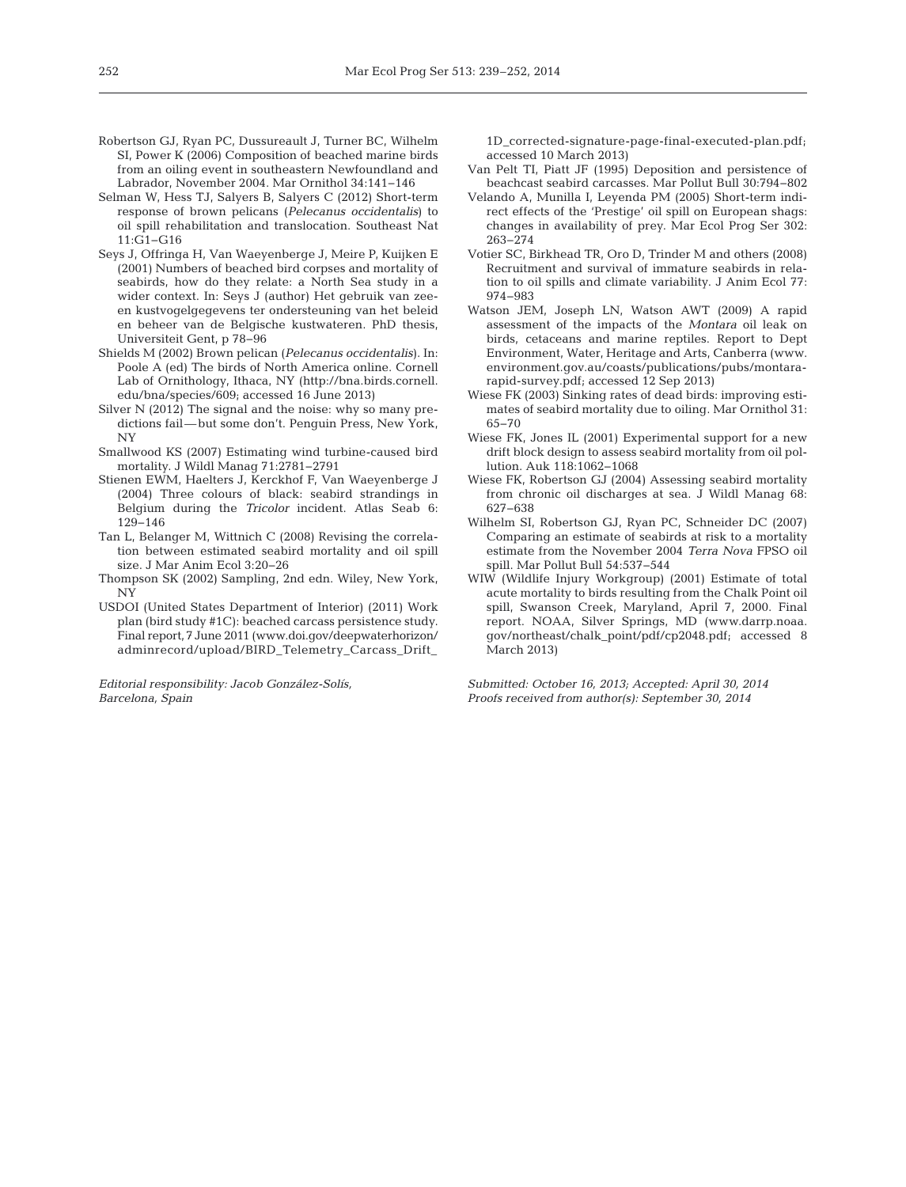Robertson GJ, Ryan PC, Dussureault J, Turner BC, Wilhelm SI, Power K (2006) Composition of beached marine birds from an oiling event in southeastern Newfoundland and Labrador, November 2004. Mar Ornithol 34:141−146

Selman W, Hess TJ, Salyers B, Salyers C (2012) Short-term response of brown pelicans (*Pelecanus occidentalis*) to oil spill rehabilitation and translocation. Southeast Nat 11:G1−G16

Seys J, Offringa H, Van Waeyenberge J, Meire P, Kuijken E (2001) Numbers of beached bird corpses and mortality of seabirds, how do they relate: a North Sea study in a wider context. In: Seys J (author) Het gebruik van zeeen kustvogelgegevens ter ondersteuning van het beleid en beheer van de Belgische kustwateren. PhD thesis, Universiteit Gent, p 78−96

Shields M (2002) Brown pelican (*Pelecanus occidentalis*). In: Poole A (ed) The birds of North America online. Cornell Lab of Ornithology, Ithaca, NY (http://bna.birds.cornell.edu/bna/species/609; accessed 16 June 2013)

Silver N (2012) The signal and the noise: why so many predictions fail — but some don't. Penguin Press, New York, NY

Smallwood KS (2007) Estimating wind turbine-caused bird mortality. J Wildl Manag 71:2781−2791

Stienen EWM, Haelters J, Kerckhof F, Van Waeyenberge J (2004) Three colours of black: seabird strandings in Belgium during the *Tricolor* incident. Atlas Seab 6: 129−146

Tan L, Belanger M, Wittnich C (2008) Revising the correlation between estimated seabird mortality and oil spill size. J Mar Anim Ecol 3:20−26

Thompson SK (2002) Sampling, 2nd edn. Wiley, New York, NY

USDOI (United States Department of Interior) (2011) Work plan (bird study #1C): beached carcass persistence study. Final report, 7 June 2011 (www.doi.gov/deepwaterhorizon/adminrecord/upload/BIRD_Telemetry_Carcass_Drift_1D_corrected-signature-page-final-executed-plan.pdf; accessed 10 March 2013)

Van Pelt TI, Piatt JF (1995) Deposition and persistence of beachcast seabird carcasses. Mar Pollut Bull 30:794−802

Velando A, Munilla I, Leyenda PM (2005) Short-term indirect effects of the 'Prestige' oil spill on European shags: changes in availability of prey. Mar Ecol Prog Ser 302: 263−274

Votier SC, Birkhead TR, Oro D, Trinder M and others (2008) Recruitment and survival of immature seabirds in relation to oil spills and climate variability. J Anim Ecol 77: 974−983

Watson JEM, Joseph LN, Watson AWT (2009) A rapid assessment of the impacts of the *Montara* oil leak on birds, cetaceans and marine reptiles. Report to Dept Environment, Water, Heritage and Arts, Canberra (www.environment.gov.au/coasts/publications/pubs/montara-rapid-survey.pdf; accessed 12 Sep 2013)

Wiese FK (2003) Sinking rates of dead birds: improving estimates of seabird mortality due to oiling. Mar Ornithol 31: 65−70

Wiese FK, Jones IL (2001) Experimental support for a new drift block design to assess seabird mortality from oil pollution. Auk 118:1062−1068

Wiese FK, Robertson GJ (2004) Assessing seabird mortality from chronic oil discharges at sea. J Wildl Manag 68: 627−638

Wilhelm SI, Robertson GJ, Ryan PC, Schneider DC (2007) Comparing an estimate of seabirds at risk to a mortality estimate from the November 2004 *Terra Nova* FPSO oil spill. Mar Pollut Bull 54:537−544

WIW (Wildlife Injury Workgroup) (2001) Estimate of total acute mortality to birds resulting from the Chalk Point oil spill, Swanson Creek, Maryland, April 7, 2000. Final report. NOAA, Silver Springs, MD (www.darrp.noaa.gov/northeast/chalk_point/pdf/cp2048.pdf; accessed 8 March 2013)

*Editorial responsibility: Jacob González-Solís, Barcelona, Spain*

*Submitted: October 16, 2013; Accepted: April 30, 2014*
*Proofs received from author(s): September 30, 2014*